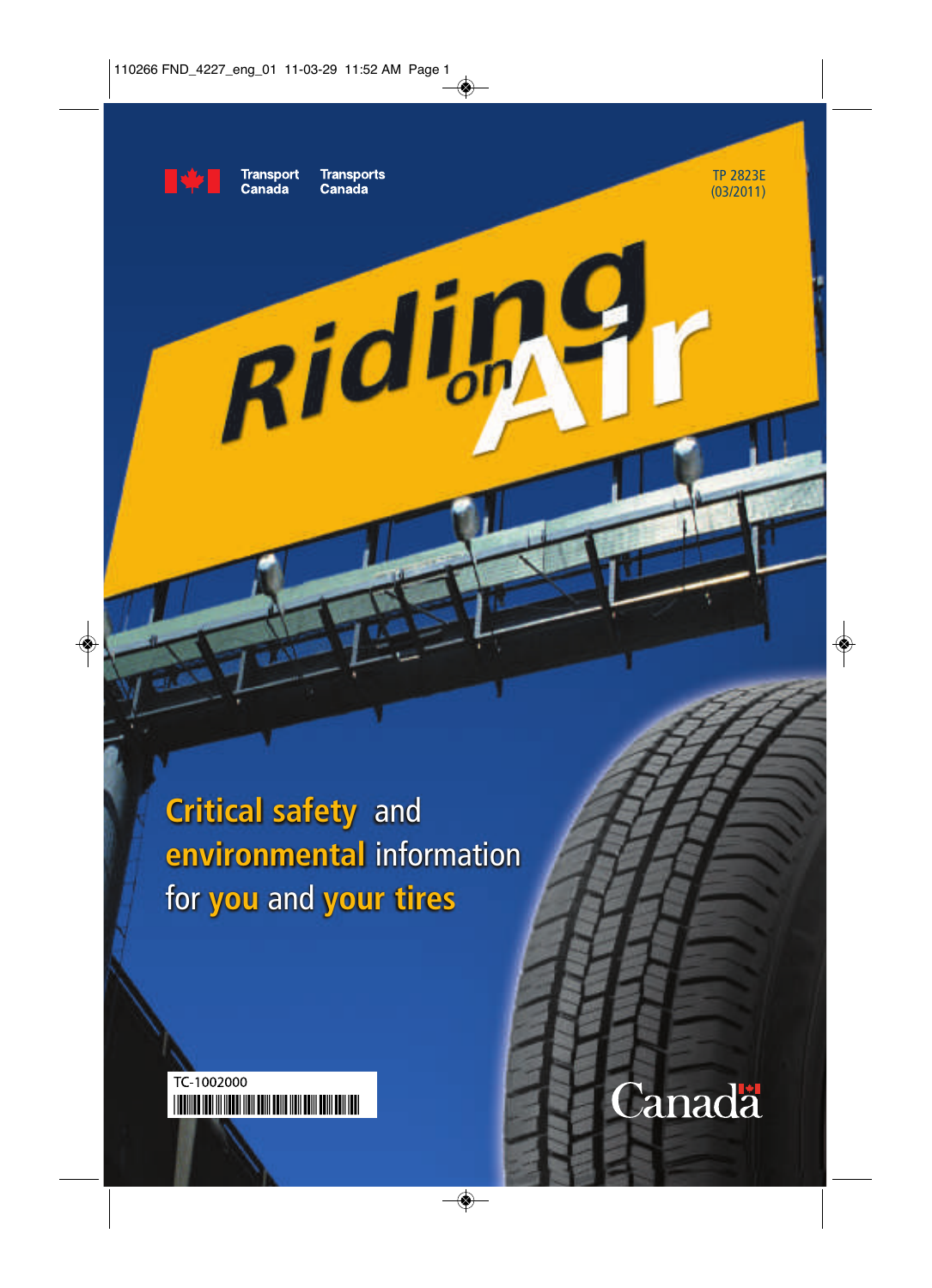Transport Canada Transports Canada

TP 2823E
(03/2011)

# Riding on Air

**Critical safety** and **environmental** information for **you** and **your tires**

TC-1002000

Canada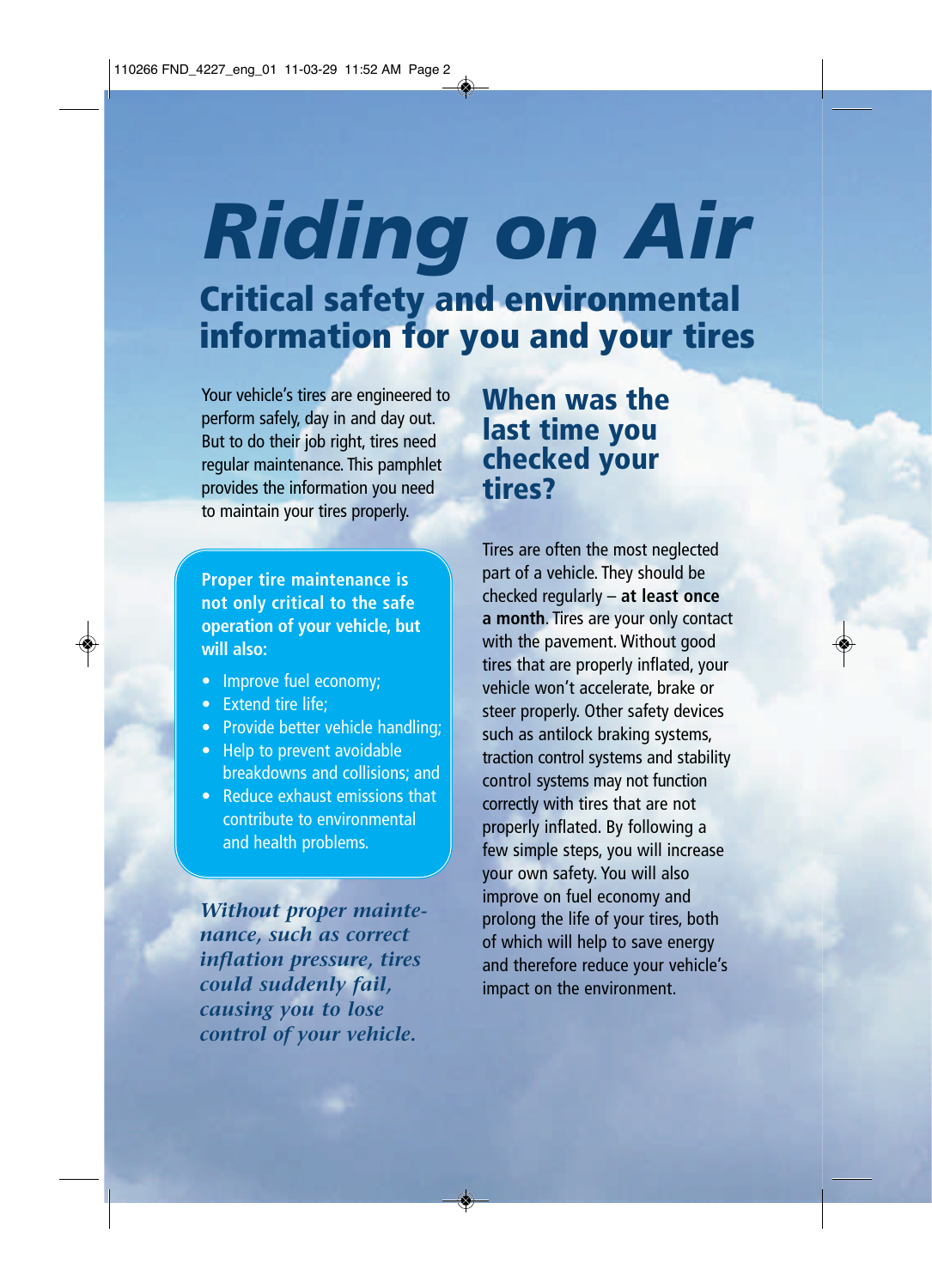# Riding on Air

## Critical safety and environmental information for you and your tires

Your vehicle's tires are engineered to perform safely, day in and day out. But to do their job right, tires need regular maintenance. This pamphlet provides the information you need to maintain your tires properly.

**Proper tire maintenance is not only critical to the safe operation of your vehicle, but will also:**

- Improve fuel economy;
- Extend tire life;
- Provide better vehicle handling;
- Help to prevent avoidable breakdowns and collisions; and
- Reduce exhaust emissions that contribute to environmental and health problems.

***Without proper maintenance, such as correct inflation pressure, tires could suddenly fail, causing you to lose control of your vehicle.***

## When was the last time you checked your tires?

Tires are often the most neglected part of a vehicle. They should be checked regularly – **at least once a month**. Tires are your only contact with the pavement. Without good tires that are properly inflated, your vehicle won't accelerate, brake or steer properly. Other safety devices such as antilock braking systems, traction control systems and stability control systems may not function correctly with tires that are not properly inflated. By following a few simple steps, you will increase your own safety. You will also improve on fuel economy and prolong the life of your tires, both of which will help to save energy and therefore reduce your vehicle's impact on the environment.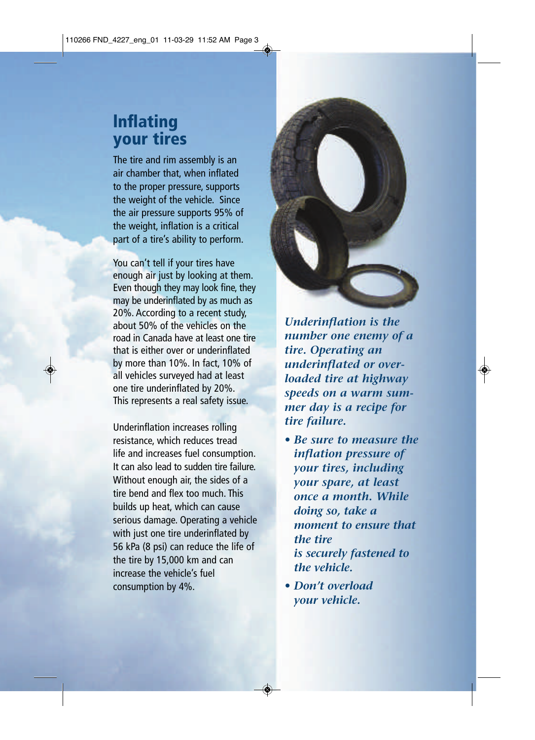# Inflating your tires

The tire and rim assembly is an air chamber that, when inflated to the proper pressure, supports the weight of the vehicle. Since the air pressure supports 95% of the weight, inflation is a critical part of a tire's ability to perform.

You can't tell if your tires have enough air just by looking at them. Even though they may look fine, they may be underinflated by as much as 20%. According to a recent study, about 50% of the vehicles on the road in Canada have at least one tire that is either over or underinflated by more than 10%. In fact, 10% of all vehicles surveyed had at least one tire underinflated by 20%. This represents a real safety issue.

Underinflation increases rolling resistance, which reduces tread life and increases fuel consumption. It can also lead to sudden tire failure. Without enough air, the sides of a tire bend and flex too much. This builds up heat, which can cause serious damage. Operating a vehicle with just one tire underinflated by 56 kPa (8 psi) can reduce the life of the tire by 15,000 km and can increase the vehicle's fuel consumption by 4%.

***Underinflation is the number one enemy of a tire. Operating an underinflated or overloaded tire at highway speeds on a warm summer day is a recipe for tire failure.***

- ***Be sure to measure the inflation pressure of your tires, including your spare, at least once a month. While doing so, take a moment to ensure that the tire is securely fastened to the vehicle.***
- ***Don't overload your vehicle.***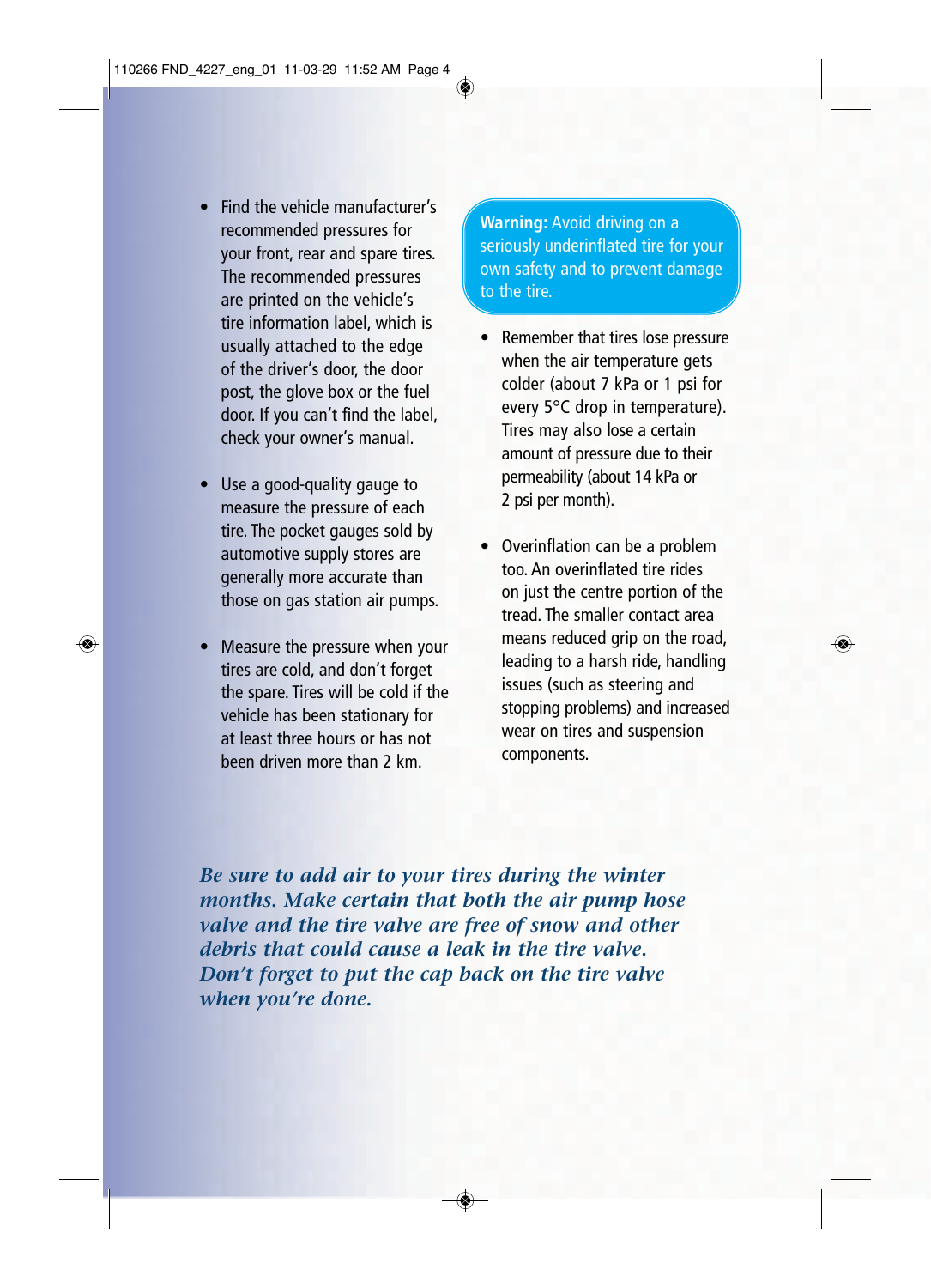- Find the vehicle manufacturer's recommended pressures for your front, rear and spare tires. The recommended pressures are printed on the vehicle's tire information label, which is usually attached to the edge of the driver's door, the door post, the glove box or the fuel door. If you can't find the label, check your owner's manual.

- Use a good-quality gauge to measure the pressure of each tire. The pocket gauges sold by automotive supply stores are generally more accurate than those on gas station air pumps.

- Measure the pressure when your tires are cold, and don't forget the spare. Tires will be cold if the vehicle has been stationary for at least three hours or has not been driven more than 2 km.

**Warning:** Avoid driving on a seriously underinflated tire for your own safety and to prevent damage to the tire.

- Remember that tires lose pressure when the air temperature gets colder (about 7 kPa or 1 psi for every 5°C drop in temperature). Tires may also lose a certain amount of pressure due to their permeability (about 14 kPa or 2 psi per month).

- Overinflation can be a problem too. An overinflated tire rides on just the centre portion of the tread. The smaller contact area means reduced grip on the road, leading to a harsh ride, handling issues (such as steering and stopping problems) and increased wear on tires and suspension components.

***Be sure to add air to your tires during the winter months. Make certain that both the air pump hose valve and the tire valve are free of snow and other debris that could cause a leak in the tire valve. Don't forget to put the cap back on the tire valve when you're done.***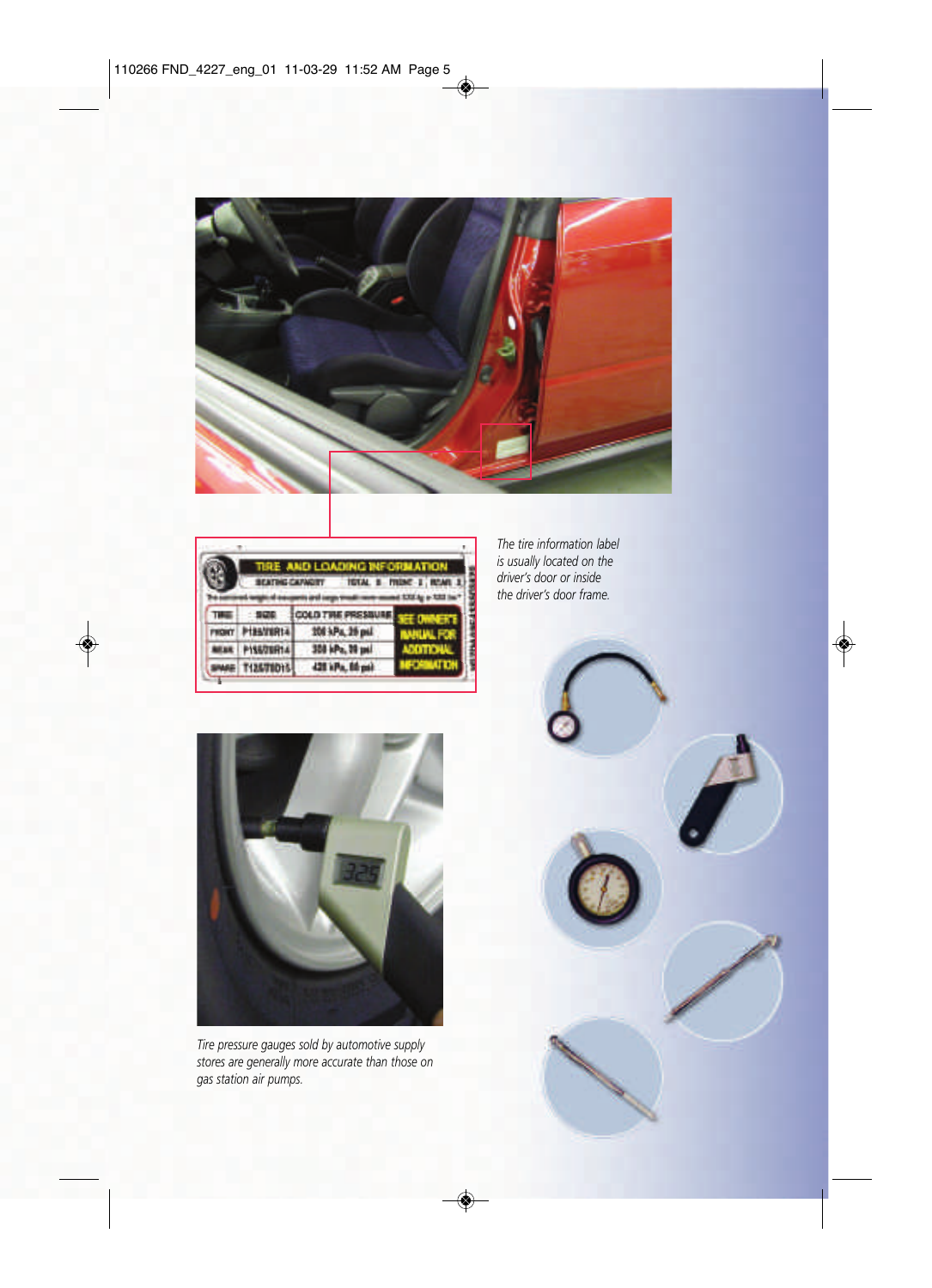The tire information label is usually located on the driver's door or inside the driver's door frame.

Tire pressure gauges sold by automotive supply stores are generally more accurate than those on gas station air pumps.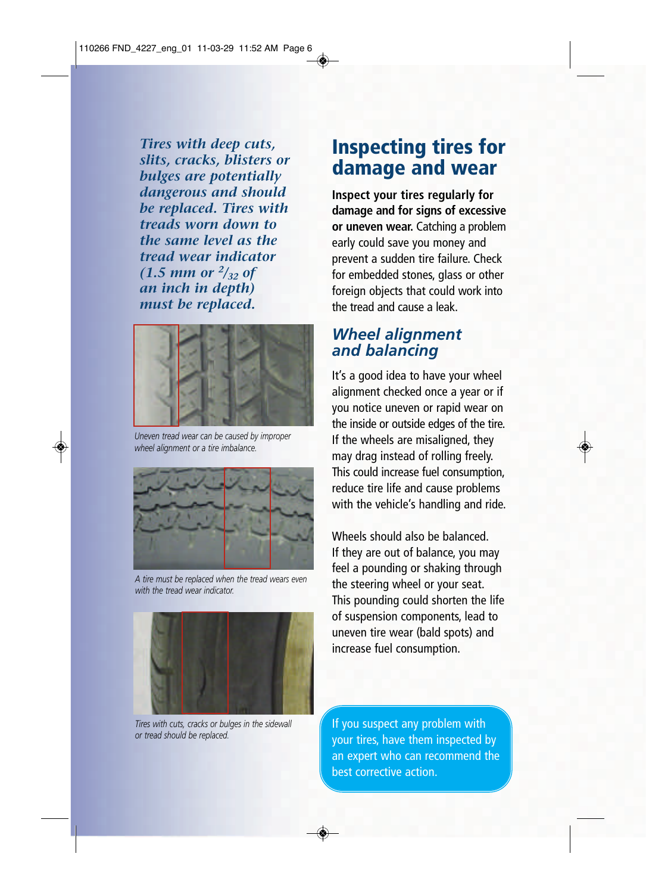*Tires with deep cuts, slits, cracks, blisters or bulges are potentially dangerous and should be replaced. Tires with treads worn down to the same level as the tread wear indicator (1.5 mm or $^2/_{32}$ of an inch in depth) must be replaced.*

*Uneven tread wear can be caused by improper wheel alignment or a tire imbalance.*

*A tire must be replaced when the tread wears even with the tread wear indicator.*

*Tires with cuts, cracks or bulges in the sidewall or tread should be replaced.*

# Inspecting tires for damage and wear

**Inspect your tires regularly for damage and for signs of excessive or uneven wear.** Catching a problem early could save you money and prevent a sudden tire failure. Check for embedded stones, glass or other foreign objects that could work into the tread and cause a leak.

## *Wheel alignment and balancing*

It's a good idea to have your wheel alignment checked once a year or if you notice uneven or rapid wear on the inside or outside edges of the tire. If the wheels are misaligned, they may drag instead of rolling freely. This could increase fuel consumption, reduce tire life and cause problems with the vehicle's handling and ride.

Wheels should also be balanced. If they are out of balance, you may feel a pounding or shaking through the steering wheel or your seat. This pounding could shorten the life of suspension components, lead to uneven tire wear (bald spots) and increase fuel consumption.

If you suspect any problem with your tires, have them inspected by an expert who can recommend the best corrective action.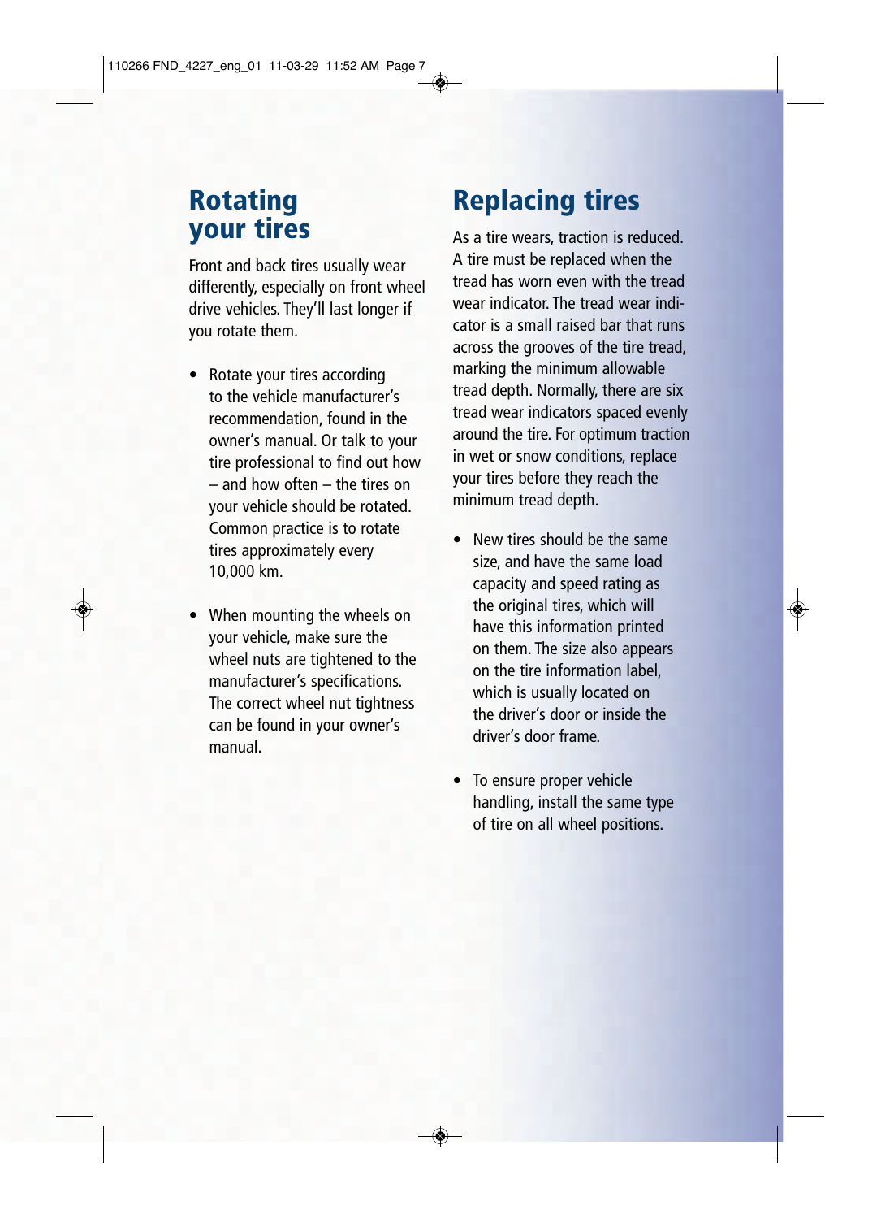## Rotating your tires

Front and back tires usually wear differently, especially on front wheel drive vehicles. They'll last longer if you rotate them.

- Rotate your tires according to the vehicle manufacturer's recommendation, found in the owner's manual. Or talk to your tire professional to find out how – and how often – the tires on your vehicle should be rotated. Common practice is to rotate tires approximately every 10,000 km.

- When mounting the wheels on your vehicle, make sure the wheel nuts are tightened to the manufacturer's specifications. The correct wheel nut tightness can be found in your owner's manual.

## Replacing tires

As a tire wears, traction is reduced. A tire must be replaced when the tread has worn even with the tread wear indicator. The tread wear indicator is a small raised bar that runs across the grooves of the tire tread, marking the minimum allowable tread depth. Normally, there are six tread wear indicators spaced evenly around the tire. For optimum traction in wet or snow conditions, replace your tires before they reach the minimum tread depth.

- New tires should be the same size, and have the same load capacity and speed rating as the original tires, which will have this information printed on them. The size also appears on the tire information label, which is usually located on the driver's door or inside the driver's door frame.

- To ensure proper vehicle handling, install the same type of tire on all wheel positions.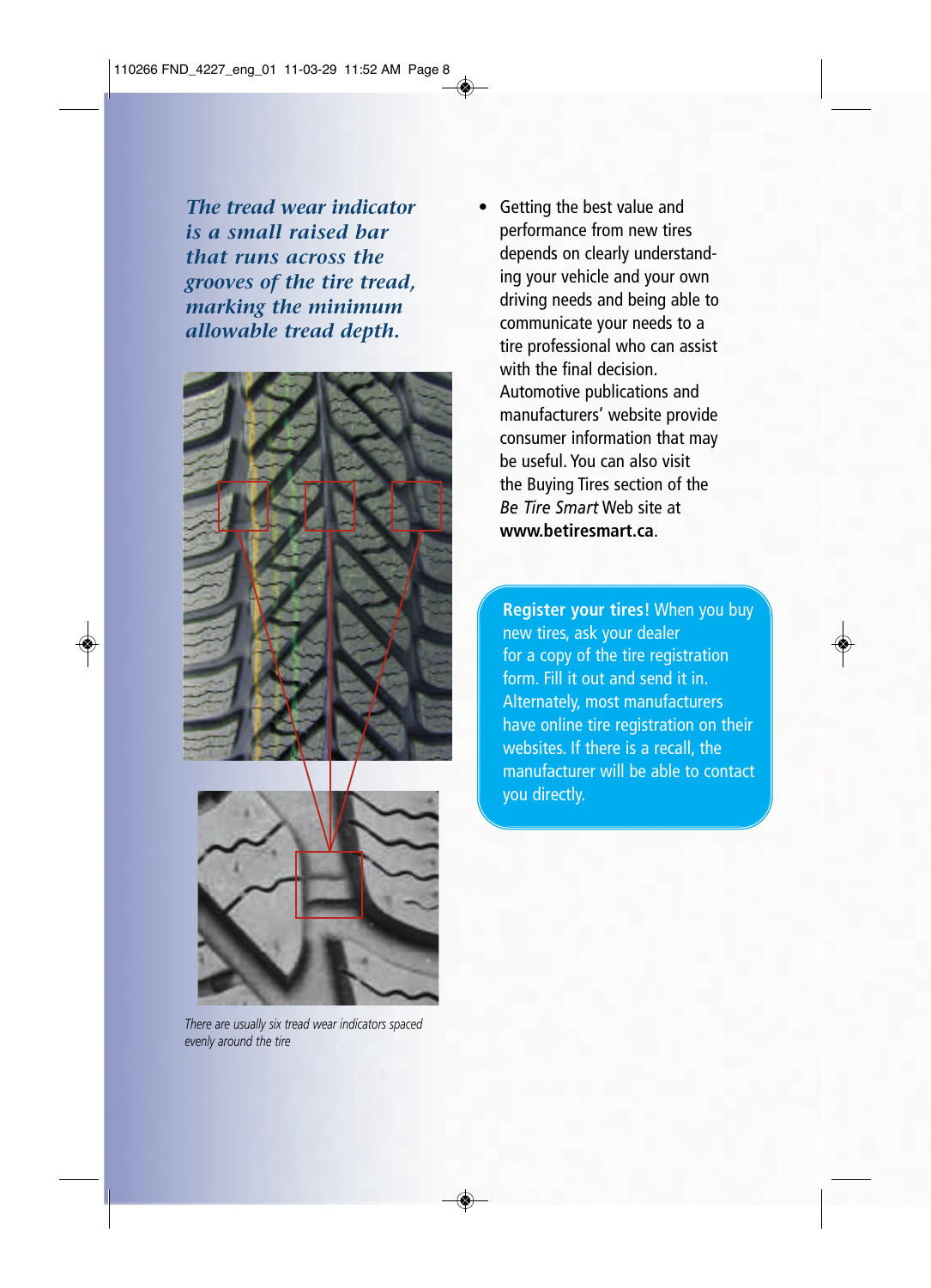*The tread wear indicator is a small raised bar that runs across the grooves of the tire tread, marking the minimum allowable tread depth.*

*There are usually six tread wear indicators spaced evenly around the tire*

- Getting the best value and performance from new tires depends on clearly understanding your vehicle and your own driving needs and being able to communicate your needs to a tire professional who can assist with the final decision. Automotive publications and manufacturers' website provide consumer information that may be useful. You can also visit the Buying Tires section of the *Be Tire Smart* Web site at **www.betiresmart.ca**.

**Register your tires!** When you buy new tires, ask your dealer for a copy of the tire registration form. Fill it out and send it in. Alternately, most manufacturers have online tire registration on their websites. If there is a recall, the manufacturer will be able to contact you directly.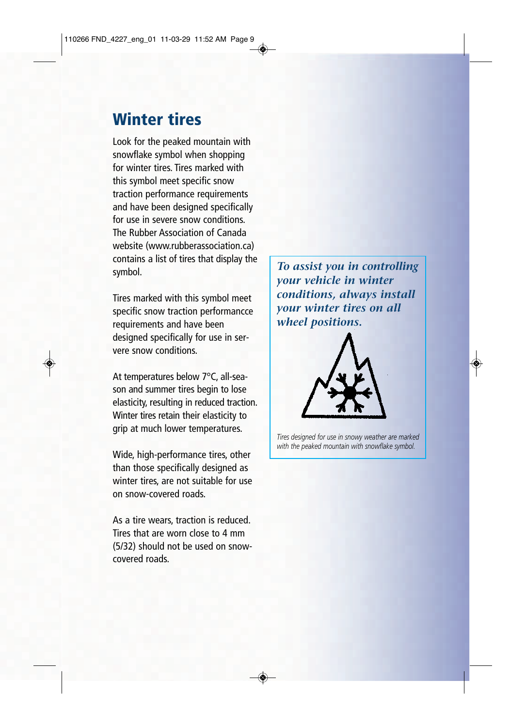# Winter tires

Look for the peaked mountain with snowflake symbol when shopping for winter tires. Tires marked with this symbol meet specific snow traction performance requirements and have been designed specifically for use in severe snow conditions. The Rubber Association of Canada website (www.rubberassociation.ca) contains a list of tires that display the symbol.

Tires marked with this symbol meet specific snow traction performancce requirements and have been designed specifically for use in servere snow conditions.

At temperatures below 7°C, all-season and summer tires begin to lose elasticity, resulting in reduced traction. Winter tires retain their elasticity to grip at much lower temperatures.

Wide, high-performance tires, other than those specifically designed as winter tires, are not suitable for use on snow-covered roads.

As a tire wears, traction is reduced. Tires that are worn close to 4 mm (5/32) should not be used on snow-covered roads.

***To assist you in controlling your vehicle in winter conditions, always install your winter tires on all wheel positions.***

*Tires designed for use in snowy weather are marked with the peaked mountain with snowflake symbol.*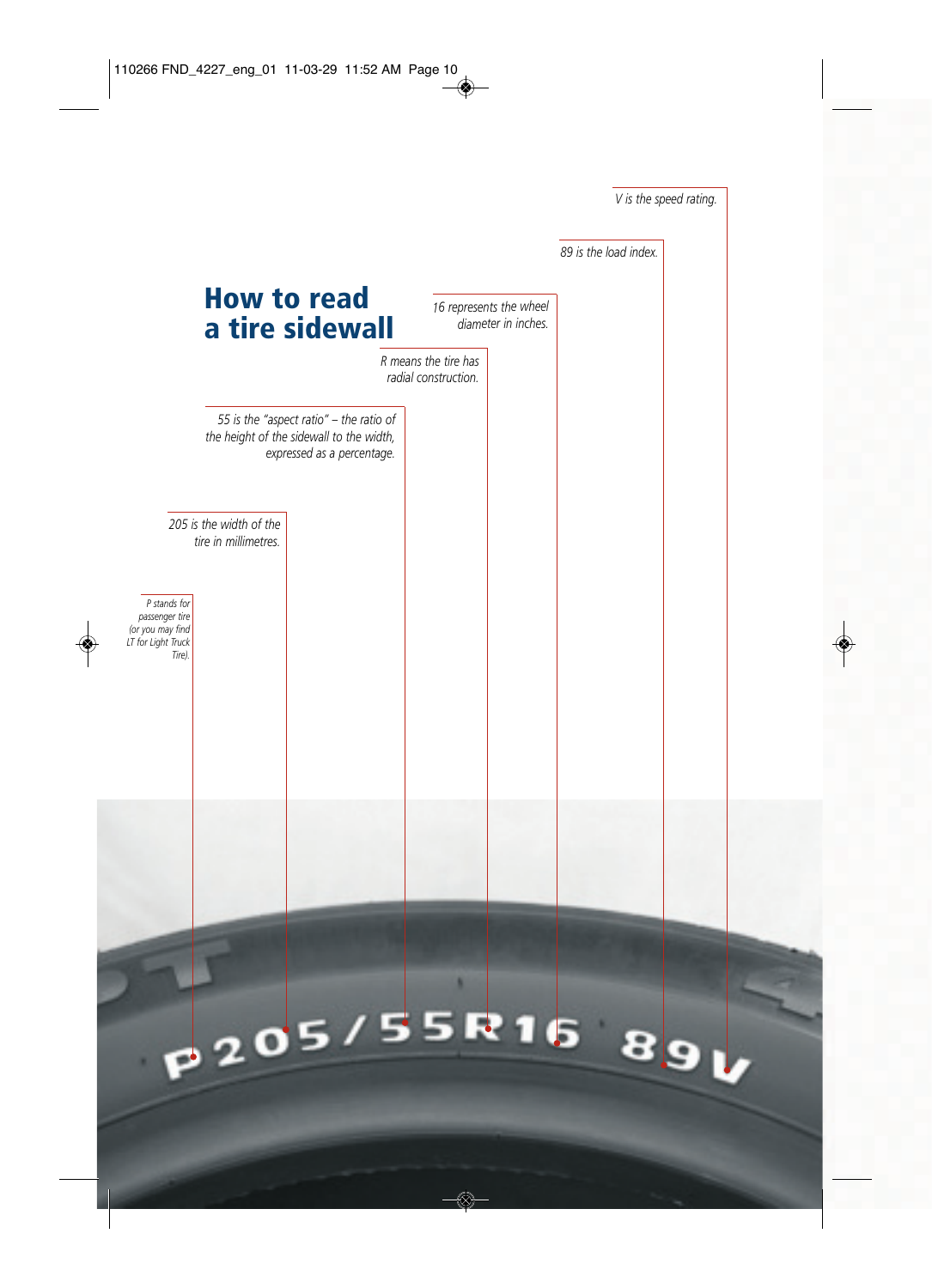# How to read a tire sidewall

*V is the speed rating.*

*89 is the load index.*

*16 represents the wheel diameter in inches.*

*R means the tire has radial construction.*

*55 is the "aspect ratio" – the ratio of the height of the sidewall to the width, expressed as a percentage.*

*205 is the width of the tire in millimetres.*

*P stands for passenger tire (or you may find LT for Light Truck Tire).*

P205/55R16 89V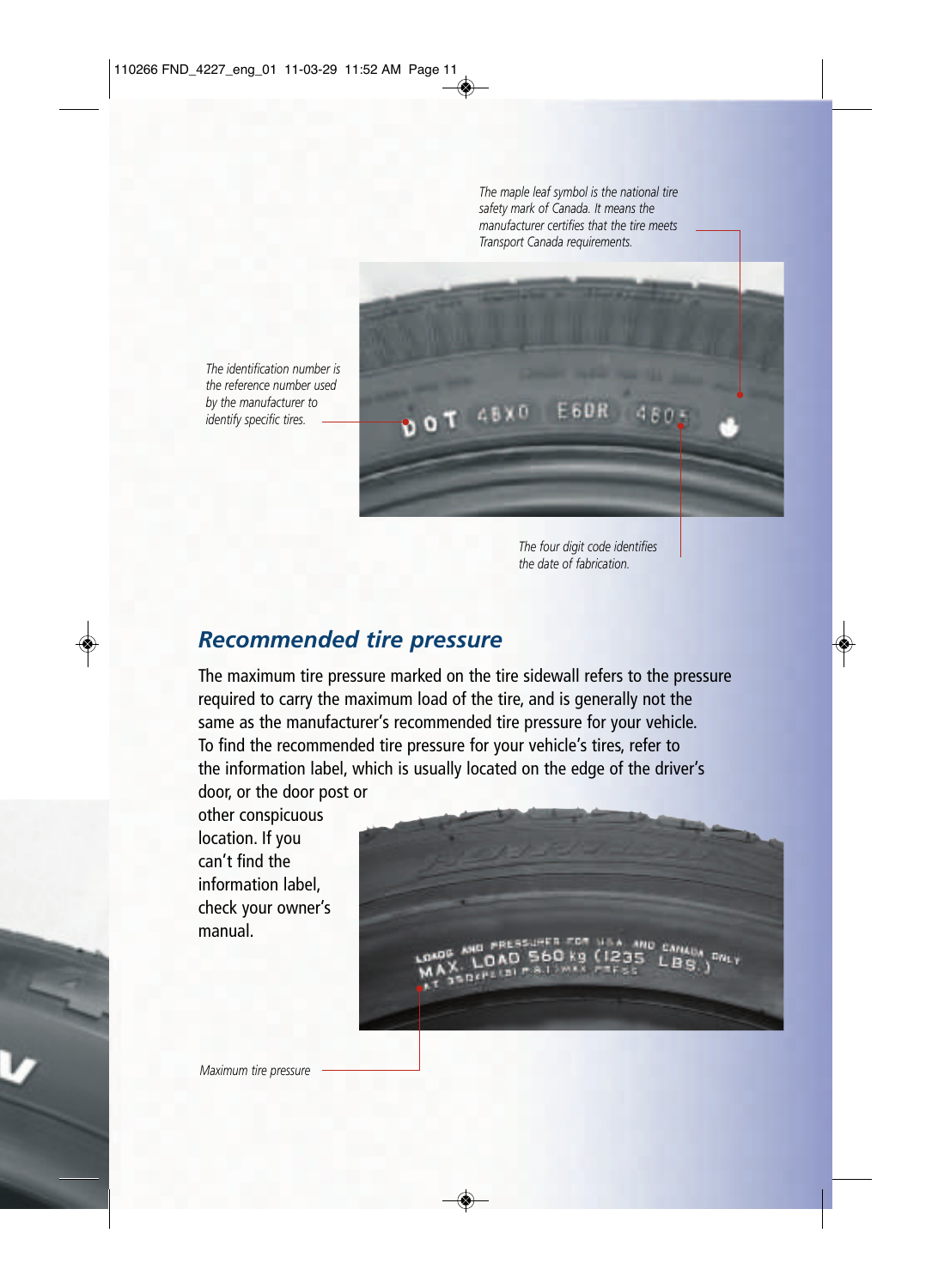*The maple leaf symbol is the national tire safety mark of Canada. It means the manufacturer certifies that the tire meets Transport Canada requirements.*

*The identification number is the reference number used by the manufacturer to identify specific tires.*

*The four digit code identifies the date of fabrication.*

## *Recommended tire pressure*

The maximum tire pressure marked on the tire sidewall refers to the pressure required to carry the maximum load of the tire, and is generally not the same as the manufacturer's recommended tire pressure for your vehicle. To find the recommended tire pressure for your vehicle's tires, refer to the information label, which is usually located on the edge of the driver's door, or the door post or other conspicuous location. If you can't find the information label, check your owner's manual.

*Maximum tire pressure*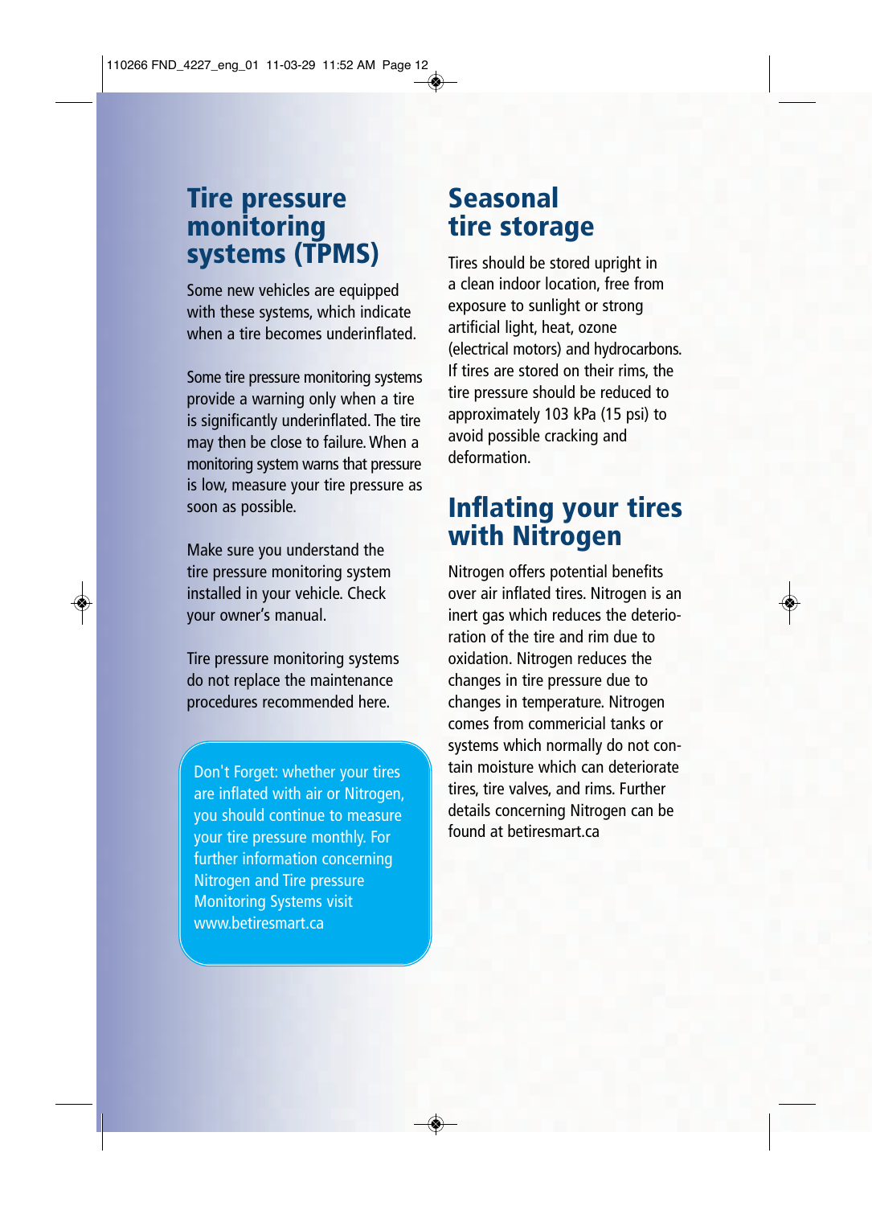## Tire pressure monitoring systems (TPMS)

Some new vehicles are equipped with these systems, which indicate when a tire becomes underinflated.

Some tire pressure monitoring systems provide a warning only when a tire is significantly underinflated. The tire may then be close to failure. When a monitoring system warns that pressure is low, measure your tire pressure as soon as possible.

Make sure you understand the tire pressure monitoring system installed in your vehicle. Check your owner's manual.

Tire pressure monitoring systems do not replace the maintenance procedures recommended here.

> Don't Forget: whether your tires are inflated with air or Nitrogen, you should continue to measure your tire pressure monthly. For further information concerning Nitrogen and Tire pressure Monitoring Systems visit www.betiresmart.ca

## Seasonal tire storage

Tires should be stored upright in a clean indoor location, free from exposure to sunlight or strong artificial light, heat, ozone (electrical motors) and hydrocarbons. If tires are stored on their rims, the tire pressure should be reduced to approximately 103 kPa (15 psi) to avoid possible cracking and deformation.

## Inflating your tires with Nitrogen

Nitrogen offers potential benefits over air inflated tires. Nitrogen is an inert gas which reduces the deterioration of the tire and rim due to oxidation. Nitrogen reduces the changes in tire pressure due to changes in temperature. Nitrogen comes from commericial tanks or systems which normally do not contain moisture which can deteriorate tires, tire valves, and rims. Further details concerning Nitrogen can be found at betiresmart.ca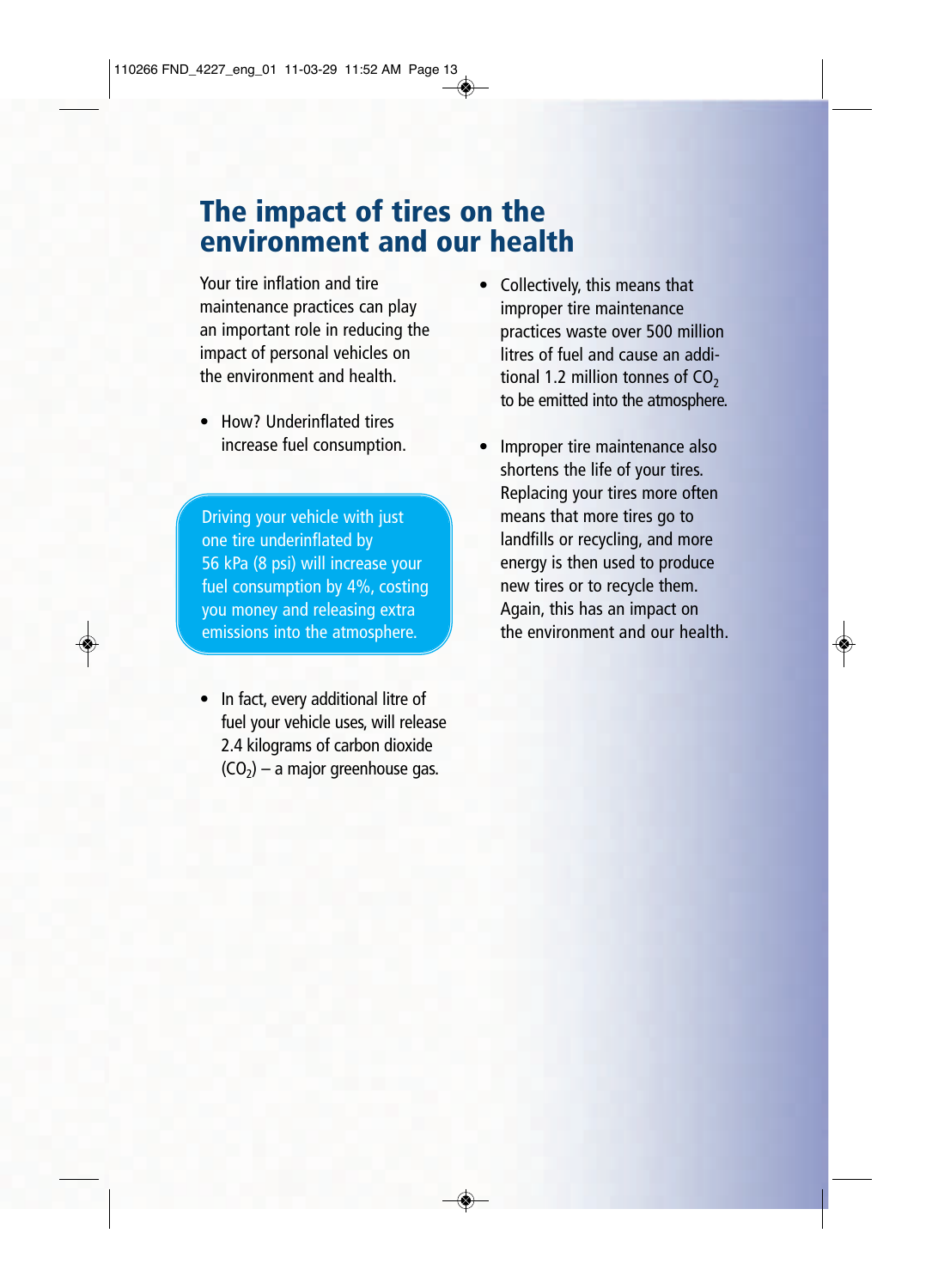# The impact of tires on the environment and our health

Your tire inflation and tire maintenance practices can play an important role in reducing the impact of personal vehicles on the environment and health.

- How? Underinflated tires increase fuel consumption.

> Driving your vehicle with just one tire underinflated by 56 kPa (8 psi) will increase your fuel consumption by 4%, costing you money and releasing extra emissions into the atmosphere.

- In fact, every additional litre of fuel your vehicle uses, will release 2.4 kilograms of carbon dioxide ($CO_2$) – a major greenhouse gas.

- Collectively, this means that improper tire maintenance practices waste over 500 million litres of fuel and cause an additional 1.2 million tonnes of $CO_2$ to be emitted into the atmosphere.

- Improper tire maintenance also shortens the life of your tires. Replacing your tires more often means that more tires go to landfills or recycling, and more energy is then used to produce new tires or to recycle them. Again, this has an impact on the environment and our health.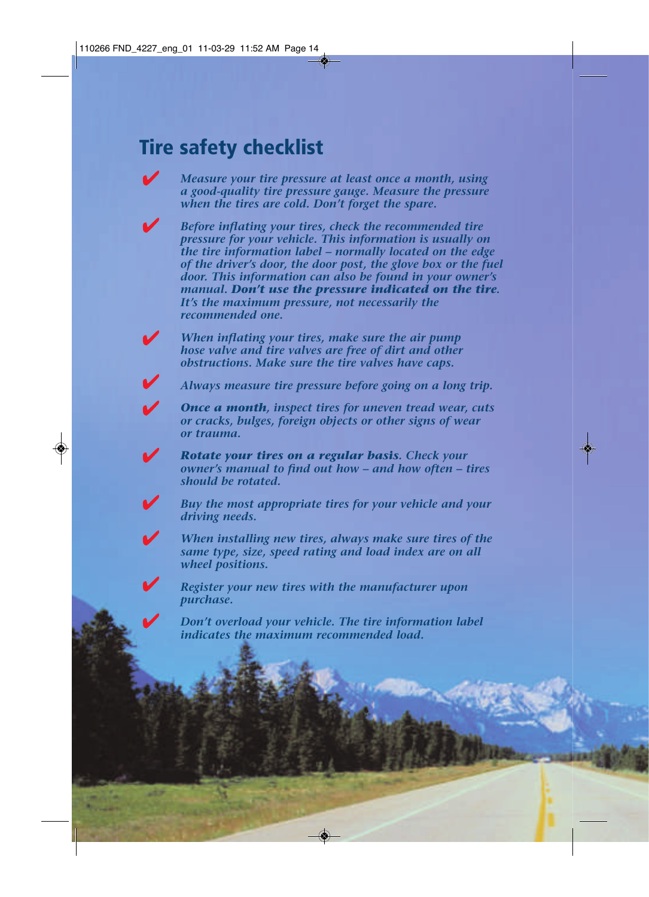## Tire safety checklist

- ✔ *Measure your tire pressure at least once a month, using a good-quality tire pressure gauge. Measure the pressure when the tires are cold. Don't forget the spare.*
- ✔ *Before inflating your tires, check the recommended tire pressure for your vehicle. This information is usually on the tire information label – normally located on the edge of the driver's door, the door post, the glove box or the fuel door. This information can also be found in your owner's manual.* ***Don't use the pressure indicated on the tire****. It's the maximum pressure, not necessarily the recommended one.*
- ✔ *When inflating your tires, make sure the air pump hose valve and tire valves are free of dirt and other obstructions. Make sure the tire valves have caps.*
- ✔ *Always measure tire pressure before going on a long trip.*
- ✔ ***Once a month****, inspect tires for uneven tread wear, cuts or cracks, bulges, foreign objects or other signs of wear or trauma.*
- ✔ ***Rotate your tires on a regular basis****. Check your owner's manual to find out how – and how often – tires should be rotated.*
- ✔ *Buy the most appropriate tires for your vehicle and your driving needs.*
- ✔ *When installing new tires, always make sure tires of the same type, size, speed rating and load index are on all wheel positions.*
- ✔ *Register your new tires with the manufacturer upon purchase.*
- ✔ *Don't overload your vehicle. The tire information label indicates the maximum recommended load.*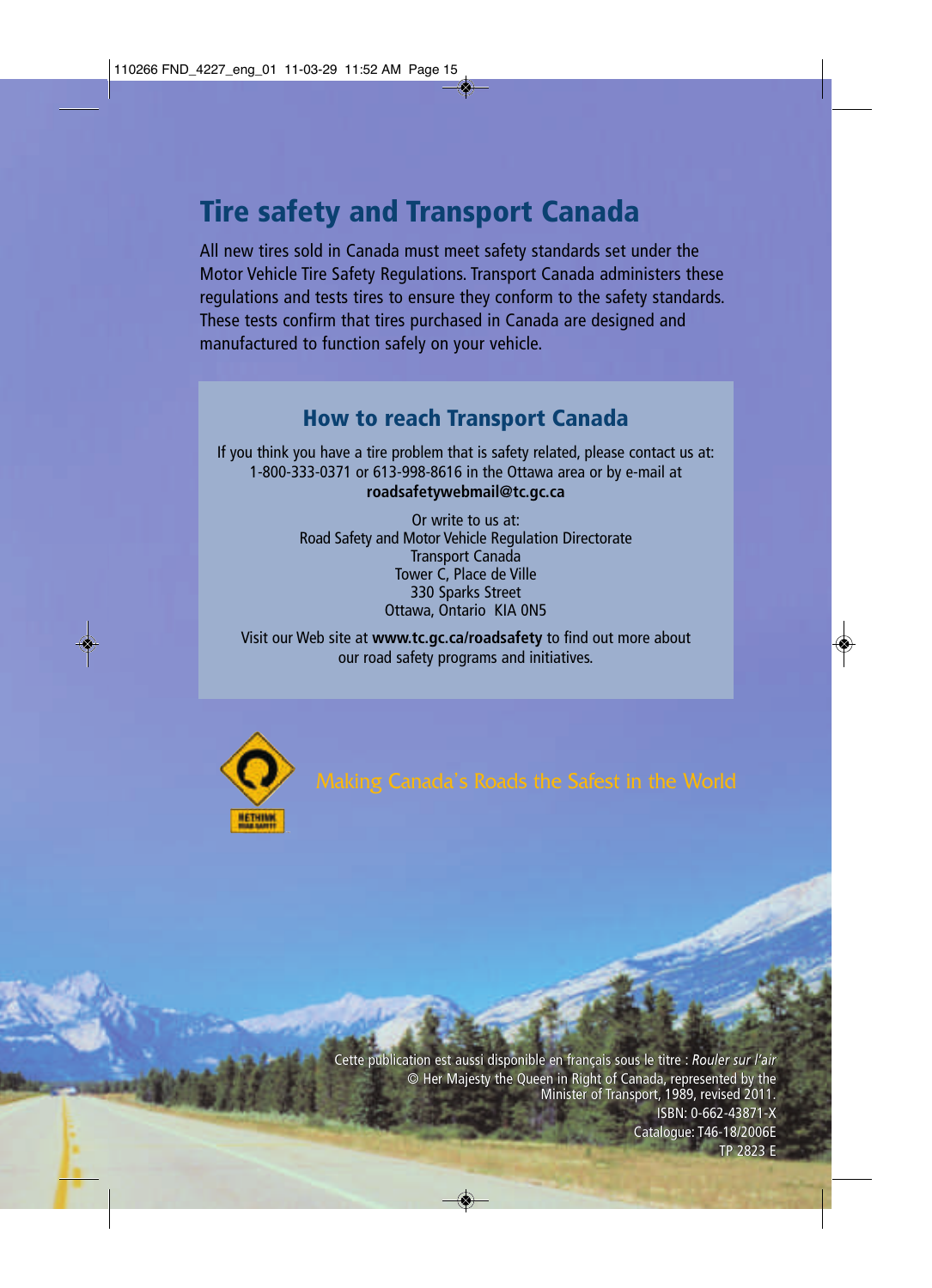## Tire safety and Transport Canada

All new tires sold in Canada must meet safety standards set under the Motor Vehicle Tire Safety Regulations. Transport Canada administers these regulations and tests tires to ensure they conform to the safety standards. These tests confirm that tires purchased in Canada are designed and manufactured to function safely on your vehicle.

### How to reach Transport Canada

If you think you have a tire problem that is safety related, please contact us at: 1-800-333-0371 or 613-998-8616 in the Ottawa area or by e-mail at **roadsafetywebmail@tc.gc.ca**

Or write to us at:
Road Safety and Motor Vehicle Regulation Directorate
Transport Canada
Tower C, Place de Ville
330 Sparks Street
Ottawa, Ontario KIA 0N5

Visit our Web site at **www.tc.gc.ca/roadsafety** to find out more about our road safety programs and initiatives.

RETHINK ROAD SAFETY

Making Canada's Roads the Safest in the World

Cette publication est aussi disponible en français sous le titre : *Rouler sur l'air*
© Her Majesty the Queen in Right of Canada, represented by the Minister of Transport, 1989, revised 2011.
ISBN: 0-662-43871-X
Catalogue: T46-18/2006E
TP 2823 E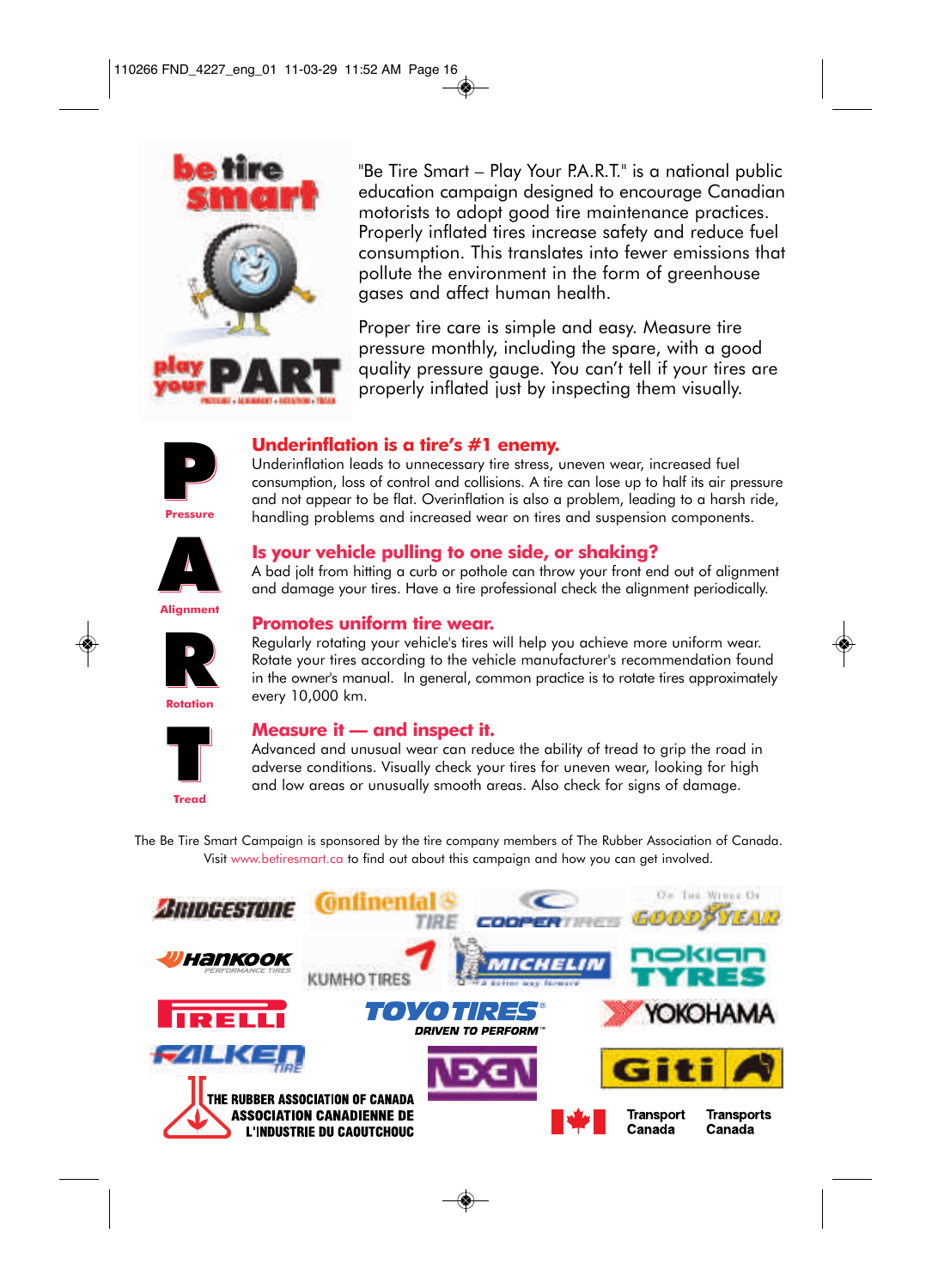"Be Tire Smart – Play Your P.A.R.T." is a national public education campaign designed to encourage Canadian motorists to adopt good tire maintenance practices. Properly inflated tires increase safety and reduce fuel consumption. This translates into fewer emissions that pollute the environment in the form of greenhouse gases and affect human health.

Proper tire care is simple and easy. Measure tire pressure monthly, including the spare, with a good quality pressure gauge. You can't tell if your tires are properly inflated just by inspecting them visually.

**P** – Pressure

### Underinflation is a tire's #1 enemy.

Underinflation leads to unnecessary tire stress, uneven wear, increased fuel consumption, loss of control and collisions. A tire can lose up to half its air pressure and not appear to be flat. Overinflation is also a problem, leading to a harsh ride, handling problems and increased wear on tires and suspension components.

**A** – Alignment

### Is your vehicle pulling to one side, or shaking?

A bad jolt from hitting a curb or pothole can throw your front end out of alignment and damage your tires. Have a tire professional check the alignment periodically.

**R** – Rotation

### Promotes uniform tire wear.

Regularly rotating your vehicle's tires will help you achieve more uniform wear. Rotate your tires according to the vehicle manufacturer's recommendation found in the owner's manual. In general, common practice is to rotate tires approximately every 10,000 km.

**T** – Tread

### Measure it — and inspect it.

Advanced and unusual wear can reduce the ability of tread to grip the road in adverse conditions. Visually check your tires for uneven wear, looking for high and low areas or unusually smooth areas. Also check for signs of damage.

The Be Tire Smart Campaign is sponsored by the tire company members of The Rubber Association of Canada. Visit www.betiresmart.ca to find out about this campaign and how you can get involved.

Bridgestone · Continental Tire · Cooper Tires · Goodyear · Hankook · Kumho Tires · Michelin · Nokian Tyres · Pirelli · Toyo Tires – Driven to Perform · Yokohama · Falken Tire · Nexen · Giti

THE RUBBER ASSOCIATION OF CANADA
ASSOCIATION CANADIENNE DE L'INDUSTRIE DU CAOUTCHOUC

Transport Canada / Transports Canada